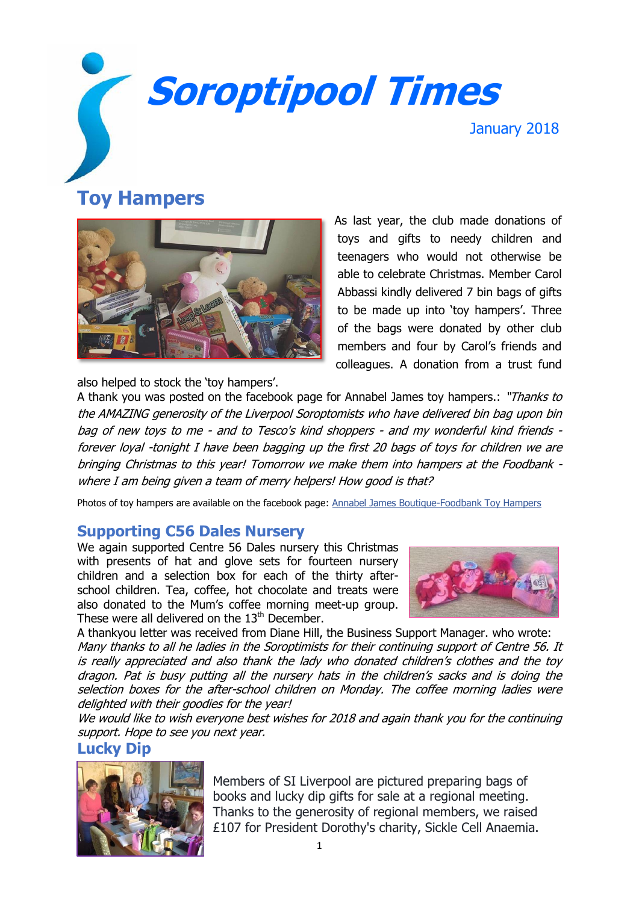# Soroptipool Times

January 2018

## Toy Hampers

As last year, the club made donations of toys and gifts to needy children and teenagers who would not otherwise be able to celebrate Christmas. Member Carol Abbassi kindly delivered 7 bin bags of gifts to be made up into 'toy hampers'. Three of the bags were donated by other club members and four by Carol's friends and colleagues. A donation from a trust fund also helped to stock the 'toy hampers'.

A thank you was posted on the facebook page for Annabel James toy hampers.: *"Thanks to the AMAZING generosity of the Liverpool Soroptomists who have delivered bin bag upon bin bag of new toys to me - and to Tesco's kind shoppers - and my wonderful kind friends - forever loyal -tonight I have been bagging up the first 20 bags of toys for children we are bringing Christmas to this year! Tomorrow we make them into hampers at the Foodbank - where I am being given a team of merry helpers! How good is that?*

Photos of toy hampers are available on the facebook page: Annabel James Boutique-Foodbank Toy Hampers

## Supporting C56 Dales Nursery

We again supported Centre 56 Dales nursery this Christmas with presents of hat and glove sets for fourteen nursery children and a selection box for each of the thirty after-school children. Tea, coffee, hot chocolate and treats were also donated to the Mum's coffee morning meet-up group. These were all delivered on the 13th December.

A thankyou letter was received from Diane Hill, the Business Support Manager. who wrote:

*Many thanks to all he ladies in the Soroptimists for their continuing support of Centre 56. It is really appreciated and also thank the lady who donated children's clothes and the toy dragon. Pat is busy putting all the nursery hats in the children's sacks and is doing the selection boxes for the after-school children on Monday. The coffee morning ladies were delighted with their goodies for the year!*

*We would like to wish everyone best wishes for 2018 and again thank you for the continuing support. Hope to see you next year.*

## Lucky Dip

Members of SI Liverpool are pictured preparing bags of books and lucky dip gifts for sale at a regional meeting. Thanks to the generosity of regional members, we raised £107 for President Dorothy's charity, Sickle Cell Anaemia.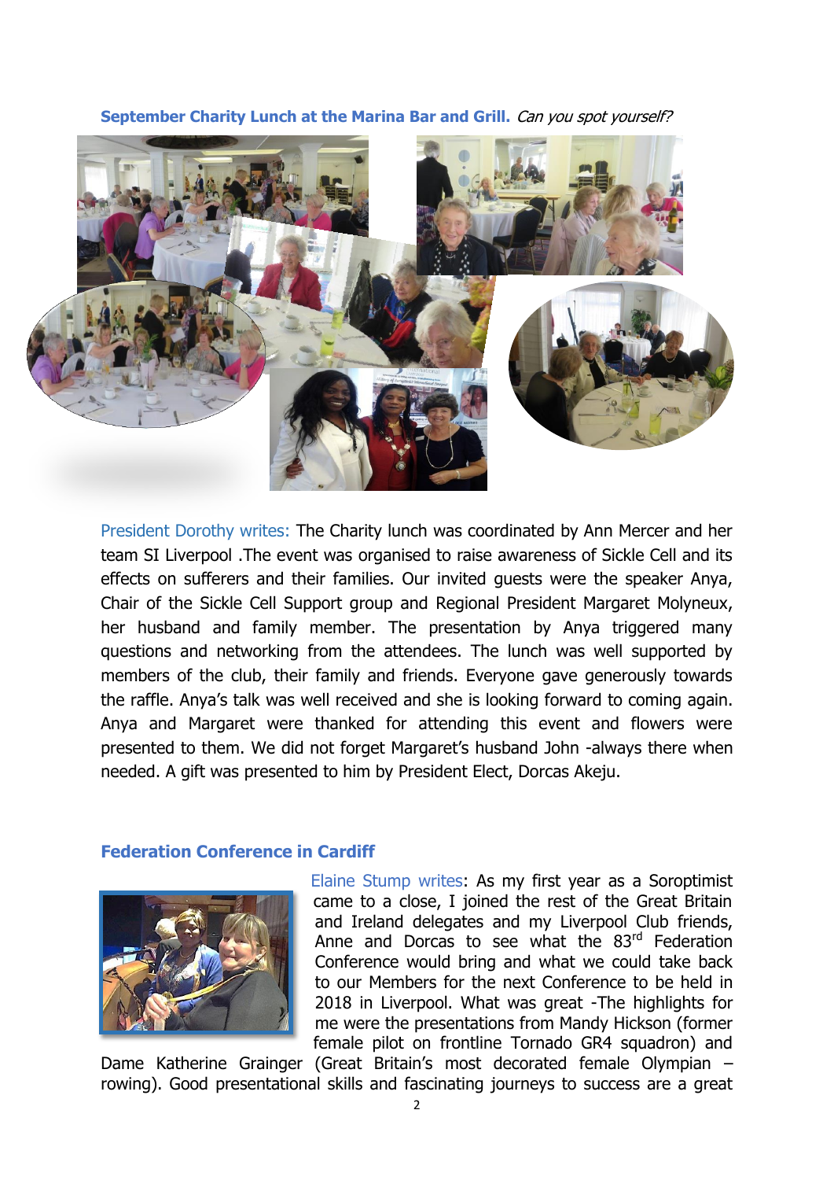**September Charity Lunch at the Marina Bar and Grill.** *Can you spot yourself?*

President Dorothy writes: The Charity lunch was coordinated by Ann Mercer and her team SI Liverpool .The event was organised to raise awareness of Sickle Cell and its effects on sufferers and their families. Our invited guests were the speaker Anya, Chair of the Sickle Cell Support group and Regional President Margaret Molyneux, her husband and family member. The presentation by Anya triggered many questions and networking from the attendees. The lunch was well supported by members of the club, their family and friends. Everyone gave generously towards the raffle. Anya's talk was well received and she is looking forward to coming again. Anya and Margaret were thanked for attending this event and flowers were presented to them. We did not forget Margaret's husband John -always there when needed. A gift was presented to him by President Elect, Dorcas Akeju.

**Federation Conference in Cardiff**

Elaine Stump writes: As my first year as a Soroptimist came to a close, I joined the rest of the Great Britain and Ireland delegates and my Liverpool Club friends, Anne and Dorcas to see what the 83rd Federation Conference would bring and what we could take back to our Members for the next Conference to be held in 2018 in Liverpool. What was great -The highlights for me were the presentations from Mandy Hickson (former female pilot on frontline Tornado GR4 squadron) and Dame Katherine Grainger (Great Britain's most decorated female Olympian – rowing). Good presentational skills and fascinating journeys to success are a great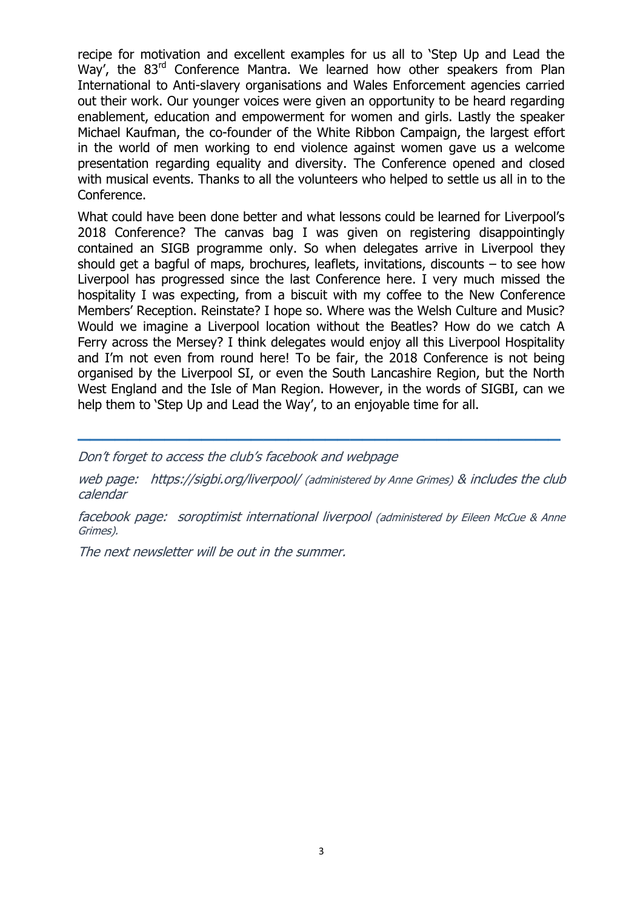recipe for motivation and excellent examples for us all to 'Step Up and Lead the Way', the 83rd Conference Mantra. We learned how other speakers from Plan International to Anti-slavery organisations and Wales Enforcement agencies carried out their work. Our younger voices were given an opportunity to be heard regarding enablement, education and empowerment for women and girls. Lastly the speaker Michael Kaufman, the co-founder of the White Ribbon Campaign, the largest effort in the world of men working to end violence against women gave us a welcome presentation regarding equality and diversity. The Conference opened and closed with musical events. Thanks to all the volunteers who helped to settle us all in to the Conference.

What could have been done better and what lessons could be learned for Liverpool's 2018 Conference? The canvas bag I was given on registering disappointingly contained an SIGB programme only. So when delegates arrive in Liverpool they should get a bagful of maps, brochures, leaflets, invitations, discounts – to see how Liverpool has progressed since the last Conference here. I very much missed the hospitality I was expecting, from a biscuit with my coffee to the New Conference Members' Reception. Reinstate? I hope so. Where was the Welsh Culture and Music? Would we imagine a Liverpool location without the Beatles? How do we catch A Ferry across the Mersey? I think delegates would enjoy all this Liverpool Hospitality and I'm not even from round here! To be fair, the 2018 Conference is not being organised by the Liverpool SI, or even the South Lancashire Region, but the North West England and the Isle of Man Region. However, in the words of SIGBI, can we help them to 'Step Up and Lead the Way', to an enjoyable time for all.

---

*Don't forget to access the club's facebook and webpage*

*web page: https://sigbi.org/liverpool/ (administered by Anne Grimes) & includes the club calendar*

*facebook page: soroptimist international liverpool (administered by Eileen McCue & Anne Grimes).*

*The next newsletter will be out in the summer.*